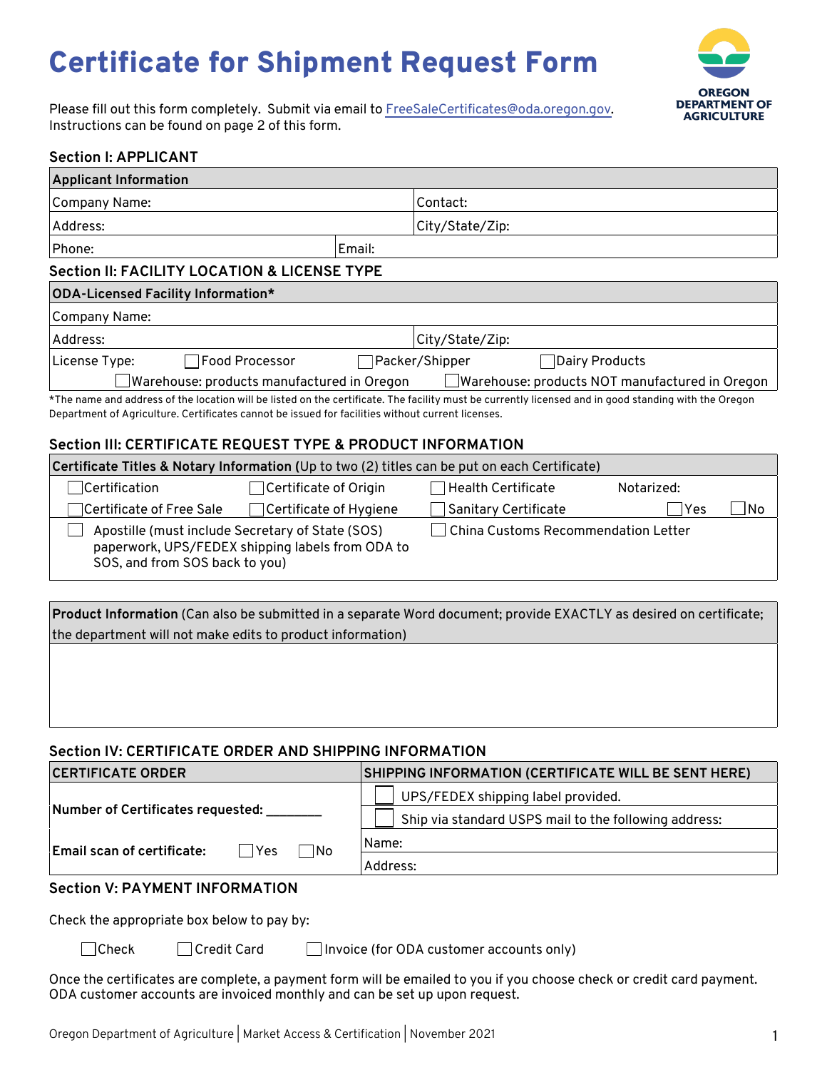# Certificate for Shipment Request Form

Please fill out this form completely. Submit via email to FreeSaleCertificates@oda.oregon.gov.
Instructions can be found on page 2 of this form.

OREGON DEPARTMENT OF AGRICULTURE

## Section I: APPLICANT

| **Applicant Information** | | |
|---|---|---|
| Company Name: | | Contact: |
| Address: | | City/State/Zip: |
| Phone: | Email: | |

## Section II: FACILITY LOCATION & LICENSE TYPE

| **ODA-Licensed Facility Information*** | |
|---|---|
| Company Name: | |
| Address: | City/State/Zip: |

License Type: ☐ Food Processor ☐ Packer/Shipper ☐ Dairy Products
☐ Warehouse: products manufactured in Oregon ☐ Warehouse: products NOT manufactured in Oregon

*The name and address of the location will be listed on the certificate. The facility must be currently licensed and in good standing with the Oregon Department of Agriculture. Certificates cannot be issued for facilities without current licenses.

## Section III: CERTIFICATE REQUEST TYPE & PRODUCT INFORMATION

**Certificate Titles & Notary Information** (Up to two (2) titles can be put on each Certificate)

| | | | |
|---|---|---|---|
| ☐ Certification | ☐ Certificate of Origin | ☐ Health Certificate | Notarized: |
| ☐ Certificate of Free Sale | ☐ Certificate of Hygiene | ☐ Sanitary Certificate | ☐ Yes ☐ No |
| ☐ Apostille (must include Secretary of State (SOS) paperwork, UPS/FEDEX shipping labels from ODA to SOS, and from SOS back to you) | | ☐ China Customs Recommendation Letter | |

**Product Information** (Can also be submitted in a separate Word document; provide EXACTLY as desired on certificate; the department will not make edits to product information)

## Section IV: CERTIFICATE ORDER AND SHIPPING INFORMATION

| **CERTIFICATE ORDER** | **SHIPPING INFORMATION (CERTIFICATE WILL BE SENT HERE)** |
|---|---|
| **Number of Certificates requested:** ________ | ☐ UPS/FEDEX shipping label provided. |
| | ☐ Ship via standard USPS mail to the following address: |
| **Email scan of certificate:** ☐ Yes ☐ No | Name: |
| | Address: |

## Section V: PAYMENT INFORMATION

Check the appropriate box below to pay by:

☐ Check ☐ Credit Card ☐ Invoice (for ODA customer accounts only)

Once the certificates are complete, a payment form will be emailed to you if you choose check or credit card payment. ODA customer accounts are invoiced monthly and can be set up upon request.

Oregon Department of Agriculture | Market Access & Certification | November 2021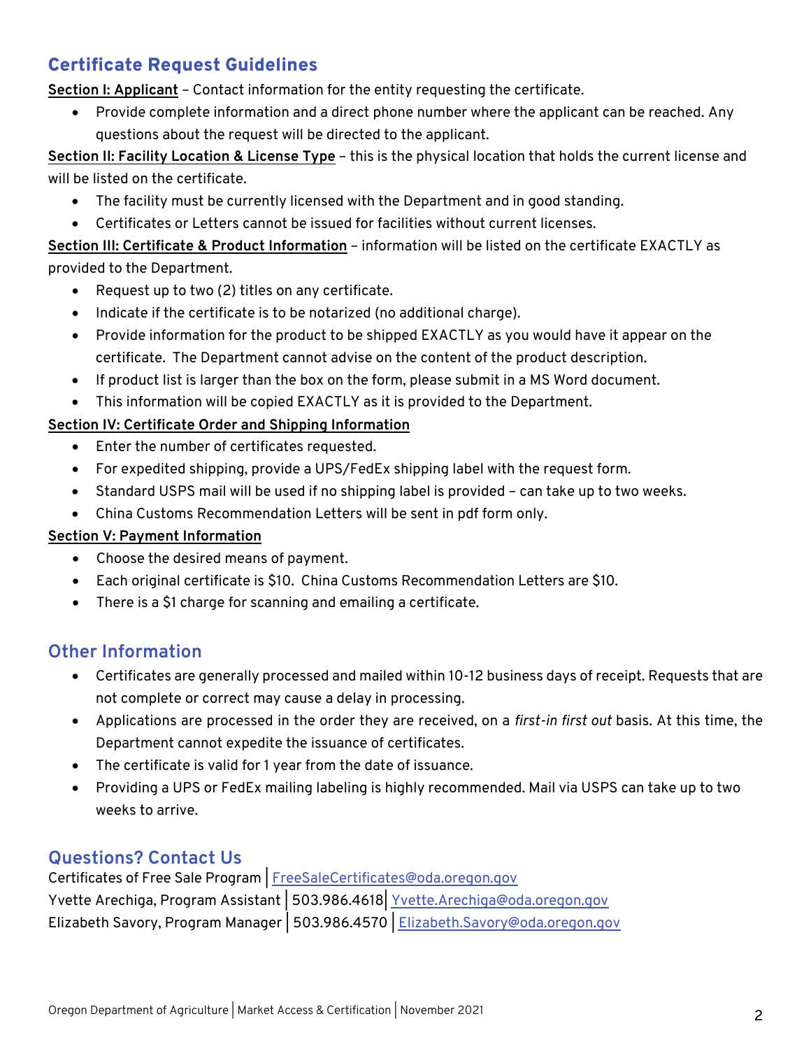## Certificate Request Guidelines

**Section I: Applicant** – Contact information for the entity requesting the certificate.

- Provide complete information and a direct phone number where the applicant can be reached. Any questions about the request will be directed to the applicant.

**Section II: Facility Location & License Type** – this is the physical location that holds the current license and will be listed on the certificate.

- The facility must be currently licensed with the Department and in good standing.
- Certificates or Letters cannot be issued for facilities without current licenses.

**Section III: Certificate & Product Information** – information will be listed on the certificate EXACTLY as provided to the Department.

- Request up to two (2) titles on any certificate.
- Indicate if the certificate is to be notarized (no additional charge).
- Provide information for the product to be shipped EXACTLY as you would have it appear on the certificate. The Department cannot advise on the content of the product description.
- If product list is larger than the box on the form, please submit in a MS Word document.
- This information will be copied EXACTLY as it is provided to the Department.

**Section IV: Certificate Order and Shipping Information**

- Enter the number of certificates requested.
- For expedited shipping, provide a UPS/FedEx shipping label with the request form.
- Standard USPS mail will be used if no shipping label is provided – can take up to two weeks.
- China Customs Recommendation Letters will be sent in pdf form only.

**Section V: Payment Information**

- Choose the desired means of payment.
- Each original certificate is $10. China Customs Recommendation Letters are $10.
- There is a $1 charge for scanning and emailing a certificate.

## Other Information

- Certificates are generally processed and mailed within 10-12 business days of receipt. Requests that are not complete or correct may cause a delay in processing.
- Applications are processed in the order they are received, on a *first-in first out* basis. At this time, the Department cannot expedite the issuance of certificates.
- The certificate is valid for 1 year from the date of issuance.
- Providing a UPS or FedEx mailing labeling is highly recommended. Mail via USPS can take up to two weeks to arrive.

## Questions? Contact Us

Certificates of Free Sale Program | FreeSaleCertificates@oda.oregon.gov
Yvette Arechiga, Program Assistant | 503.986.4618 | Yvette.Arechiga@oda.oregon.gov
Elizabeth Savory, Program Manager | 503.986.4570 | Elizabeth.Savory@oda.oregon.gov